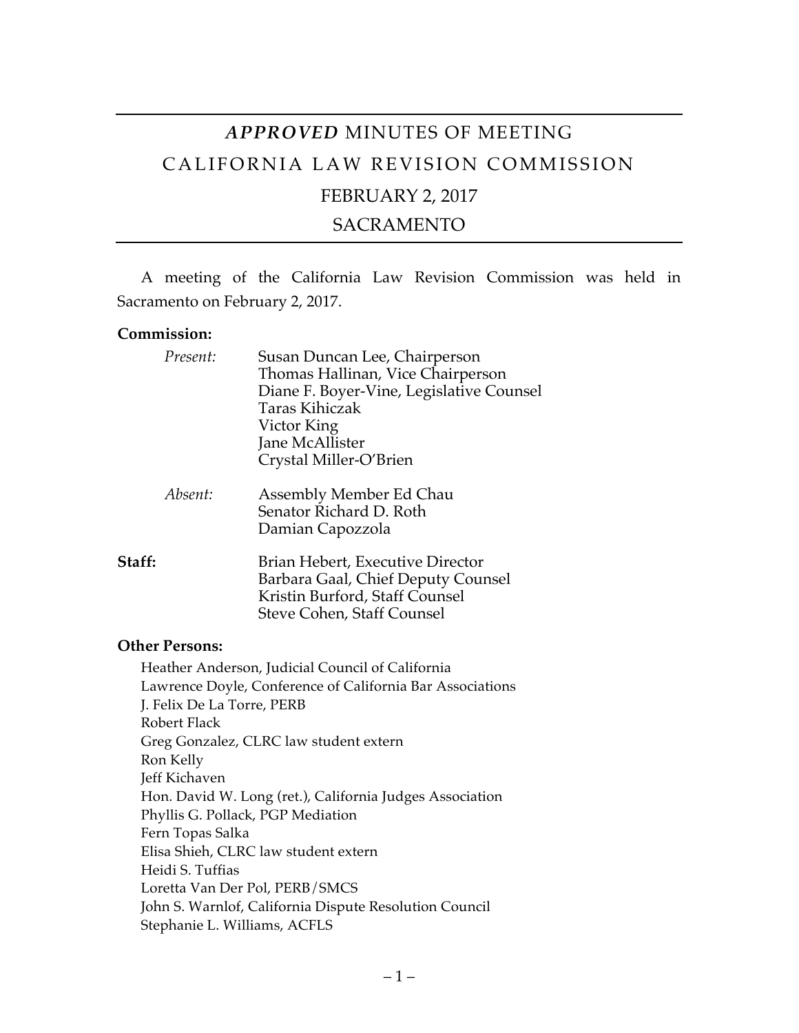# *APPROVED* MINUTES OF MEETING

## CALIFORNIA LAW REVISION COMMISSION

## FEBRUARY 2, 2017

## SACRAMENTO

A meeting of the California Law Revision Commission was held in Sacramento on February 2, 2017.

**Commission:**

*Present:*
Susan Duncan Lee, Chairperson
Thomas Hallinan, Vice Chairperson
Diane F. Boyer-Vine, Legislative Counsel
Taras Kihiczak
Victor King
Jane McAllister
Crystal Miller-O'Brien

*Absent:*
Assembly Member Ed Chau
Senator Richard D. Roth
Damian Capozzola

**Staff:**
Brian Hebert, Executive Director
Barbara Gaal, Chief Deputy Counsel
Kristin Burford, Staff Counsel
Steve Cohen, Staff Counsel

**Other Persons:**

Heather Anderson, Judicial Council of California
Lawrence Doyle, Conference of California Bar Associations
J. Felix De La Torre, PERB
Robert Flack
Greg Gonzalez, CLRC law student extern
Ron Kelly
Jeff Kichaven
Hon. David W. Long (ret.), California Judges Association
Phyllis G. Pollack, PGP Mediation
Fern Topas Salka
Elisa Shieh, CLRC law student extern
Heidi S. Tuffias
Loretta Van Der Pol, PERB/SMCS
John S. Warnlof, California Dispute Resolution Council
Stephanie L. Williams, ACFLS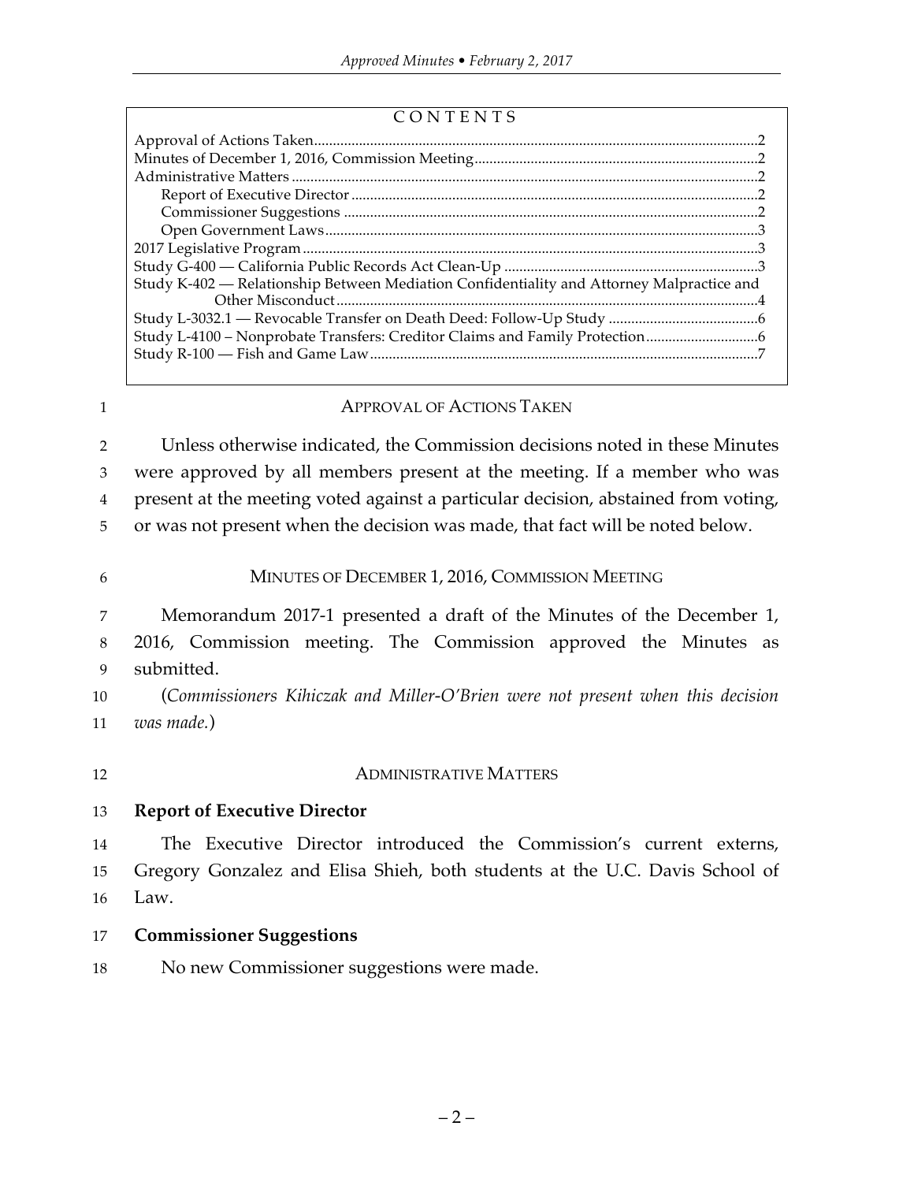CONTENTS

| | |
|---|---|
| Approval of Actions Taken | 2 |
| Minutes of December 1, 2016, Commission Meeting | 2 |
| Administrative Matters | 2 |
| Report of Executive Director | 2 |
| Commissioner Suggestions | 2 |
| Open Government Laws | 3 |
| 2017 Legislative Program | 3 |
| Study G-400 — California Public Records Act Clean-Up | 3 |
| Study K-402 — Relationship Between Mediation Confidentiality and Attorney Malpractice and Other Misconduct | 4 |
| Study L-3032.1 — Revocable Transfer on Death Deed: Follow-Up Study | 6 |
| Study L-4100 – Nonprobate Transfers: Creditor Claims and Family Protection | 6 |
| Study R-100 — Fish and Game Law | 7 |

## APPROVAL OF ACTIONS TAKEN

Unless otherwise indicated, the Commission decisions noted in these Minutes were approved by all members present at the meeting. If a member who was present at the meeting voted against a particular decision, abstained from voting, or was not present when the decision was made, that fact will be noted below.

## MINUTES OF DECEMBER 1, 2016, COMMISSION MEETING

Memorandum 2017-1 presented a draft of the Minutes of the December 1, 2016, Commission meeting. The Commission approved the Minutes as submitted.

(*Commissioners Kihiczak and Miller-O'Brien were not present when this decision was made.*)

## ADMINISTRATIVE MATTERS

### Report of Executive Director

The Executive Director introduced the Commission's current externs, Gregory Gonzalez and Elisa Shieh, both students at the U.C. Davis School of Law.

### Commissioner Suggestions

No new Commissioner suggestions were made.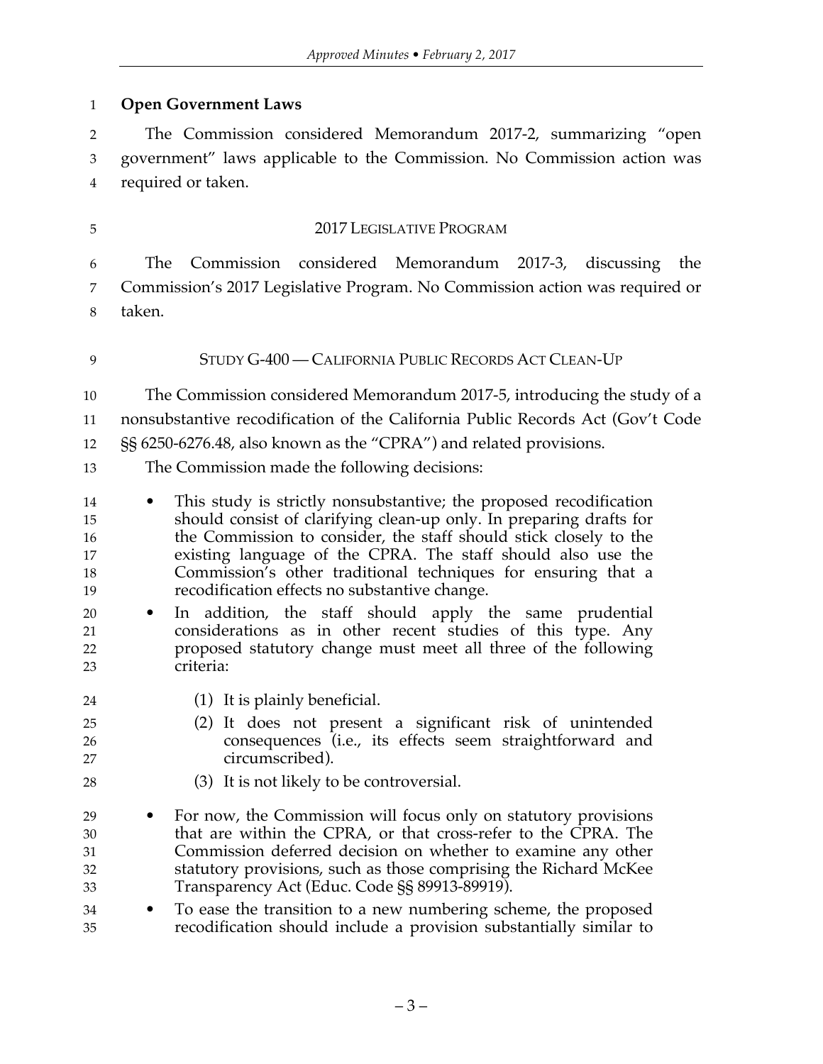**Open Government Laws**

The Commission considered Memorandum 2017-2, summarizing "open government" laws applicable to the Commission. No Commission action was required or taken.

## 2017 LEGISLATIVE PROGRAM

The Commission considered Memorandum 2017-3, discussing the Commission's 2017 Legislative Program. No Commission action was required or taken.

## STUDY G-400 — CALIFORNIA PUBLIC RECORDS ACT CLEAN-UP

The Commission considered Memorandum 2017-5, introducing the study of a nonsubstantive recodification of the California Public Records Act (Gov't Code §§ 6250-6276.48, also known as the "CPRA") and related provisions.

The Commission made the following decisions:

- This study is strictly nonsubstantive; the proposed recodification should consist of clarifying clean-up only. In preparing drafts for the Commission to consider, the staff should stick closely to the existing language of the CPRA. The staff should also use the Commission's other traditional techniques for ensuring that a recodification effects no substantive change.
- In addition, the staff should apply the same prudential considerations as in other recent studies of this type. Any proposed statutory change must meet all three of the following criteria:
  - (1) It is plainly beneficial.
  - (2) It does not present a significant risk of unintended consequences (i.e., its effects seem straightforward and circumscribed).
  - (3) It is not likely to be controversial.
- For now, the Commission will focus only on statutory provisions that are within the CPRA, or that cross-refer to the CPRA. The Commission deferred decision on whether to examine any other statutory provisions, such as those comprising the Richard McKee Transparency Act (Educ. Code §§ 89913-89919).
- To ease the transition to a new numbering scheme, the proposed recodification should include a provision substantially similar to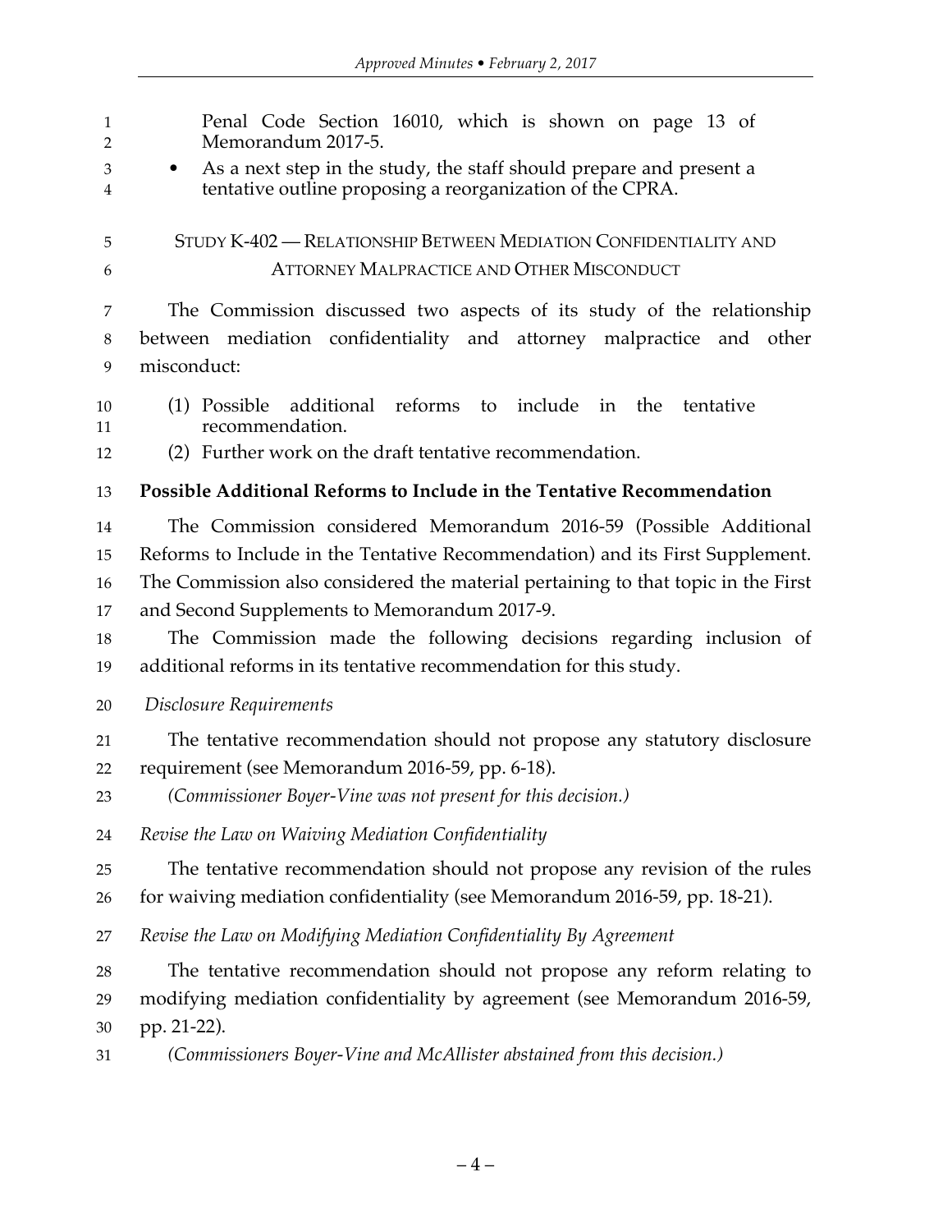Penal Code Section 16010, which is shown on page 13 of Memorandum 2017-5.

- As a next step in the study, the staff should prepare and present a tentative outline proposing a reorganization of the CPRA.

## STUDY K-402 — RELATIONSHIP BETWEEN MEDIATION CONFIDENTIALITY AND ATTORNEY MALPRACTICE AND OTHER MISCONDUCT

The Commission discussed two aspects of its study of the relationship between mediation confidentiality and attorney malpractice and other misconduct:

(1) Possible additional reforms to include in the tentative recommendation.

(2) Further work on the draft tentative recommendation.

### Possible Additional Reforms to Include in the Tentative Recommendation

The Commission considered Memorandum 2016-59 (Possible Additional Reforms to Include in the Tentative Recommendation) and its First Supplement. The Commission also considered the material pertaining to that topic in the First and Second Supplements to Memorandum 2017-9.

The Commission made the following decisions regarding inclusion of additional reforms in its tentative recommendation for this study.

*Disclosure Requirements*

The tentative recommendation should not propose any statutory disclosure requirement (see Memorandum 2016-59, pp. 6-18).

*(Commissioner Boyer-Vine was not present for this decision.)*

*Revise the Law on Waiving Mediation Confidentiality*

The tentative recommendation should not propose any revision of the rules for waiving mediation confidentiality (see Memorandum 2016-59, pp. 18-21).

*Revise the Law on Modifying Mediation Confidentiality By Agreement*

The tentative recommendation should not propose any reform relating to modifying mediation confidentiality by agreement (see Memorandum 2016-59, pp. 21-22).

*(Commissioners Boyer-Vine and McAllister abstained from this decision.)*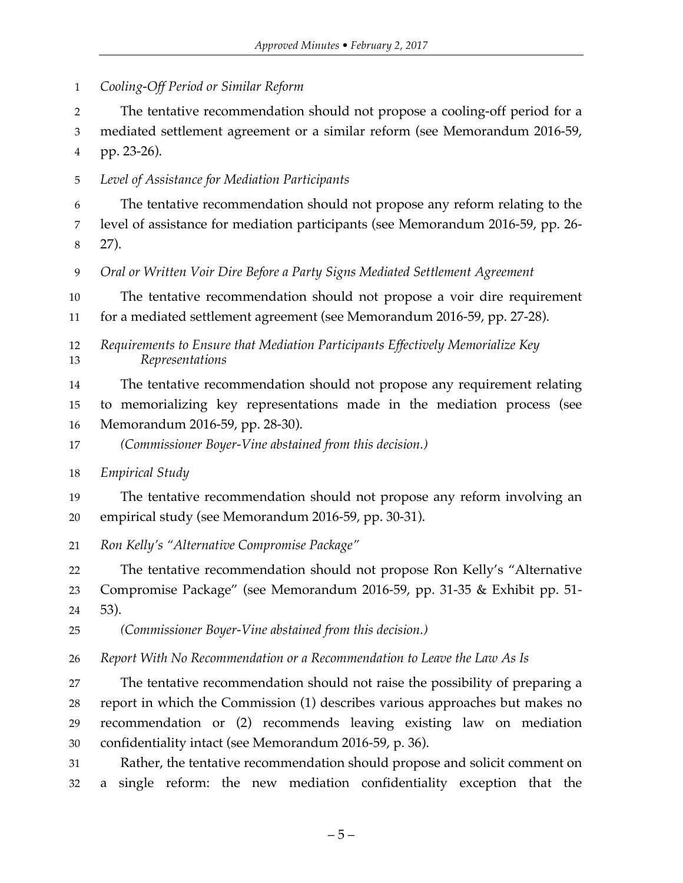*Cooling-Off Period or Similar Reform*

The tentative recommendation should not propose a cooling-off period for a mediated settlement agreement or a similar reform (see Memorandum 2016-59, pp. 23-26).

*Level of Assistance for Mediation Participants*

The tentative recommendation should not propose any reform relating to the level of assistance for mediation participants (see Memorandum 2016-59, pp. 26-27).

*Oral or Written Voir Dire Before a Party Signs Mediated Settlement Agreement*

The tentative recommendation should not propose a voir dire requirement for a mediated settlement agreement (see Memorandum 2016-59, pp. 27-28).

*Requirements to Ensure that Mediation Participants Effectively Memorialize Key Representations*

The tentative recommendation should not propose any requirement relating to memorializing key representations made in the mediation process (see Memorandum 2016-59, pp. 28-30).

*(Commissioner Boyer-Vine abstained from this decision.)*

*Empirical Study*

The tentative recommendation should not propose any reform involving an empirical study (see Memorandum 2016-59, pp. 30-31).

*Ron Kelly's "Alternative Compromise Package"*

The tentative recommendation should not propose Ron Kelly's "Alternative Compromise Package" (see Memorandum 2016-59, pp. 31-35 & Exhibit pp. 51-53).

*(Commissioner Boyer-Vine abstained from this decision.)*

*Report With No Recommendation or a Recommendation to Leave the Law As Is*

The tentative recommendation should not raise the possibility of preparing a report in which the Commission (1) describes various approaches but makes no recommendation or (2) recommends leaving existing law on mediation confidentiality intact (see Memorandum 2016-59, p. 36).

Rather, the tentative recommendation should propose and solicit comment on a single reform: the new mediation confidentiality exception that the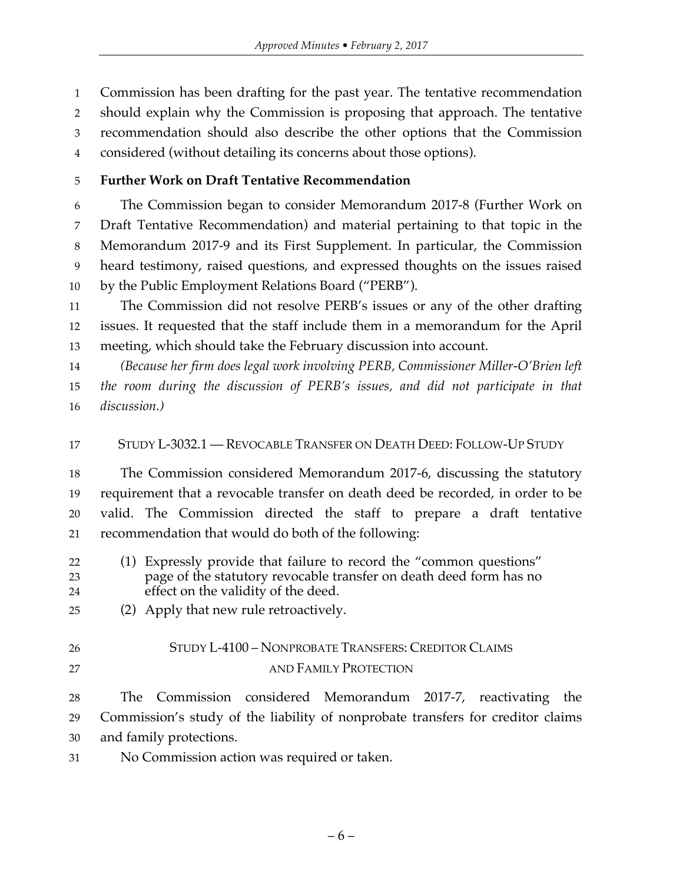Commission has been drafting for the past year. The tentative recommendation should explain why the Commission is proposing that approach. The tentative recommendation should also describe the other options that the Commission considered (without detailing its concerns about those options).

**Further Work on Draft Tentative Recommendation**

The Commission began to consider Memorandum 2017-8 (Further Work on Draft Tentative Recommendation) and material pertaining to that topic in the Memorandum 2017-9 and its First Supplement. In particular, the Commission heard testimony, raised questions, and expressed thoughts on the issues raised by the Public Employment Relations Board ("PERB").

The Commission did not resolve PERB's issues or any of the other drafting issues. It requested that the staff include them in a memorandum for the April meeting, which should take the February discussion into account.

*(Because her firm does legal work involving PERB, Commissioner Miller-O'Brien left the room during the discussion of PERB's issues, and did not participate in that discussion.)*

## STUDY L-3032.1 — REVOCABLE TRANSFER ON DEATH DEED: FOLLOW-UP STUDY

The Commission considered Memorandum 2017-6, discussing the statutory requirement that a revocable transfer on death deed be recorded, in order to be valid. The Commission directed the staff to prepare a draft tentative recommendation that would do both of the following:

(1) Expressly provide that failure to record the "common questions" page of the statutory revocable transfer on death deed form has no effect on the validity of the deed.

(2) Apply that new rule retroactively.

## STUDY L-4100 – NONPROBATE TRANSFERS: CREDITOR CLAIMS AND FAMILY PROTECTION

The Commission considered Memorandum 2017-7, reactivating the Commission's study of the liability of nonprobate transfers for creditor claims and family protections.

No Commission action was required or taken.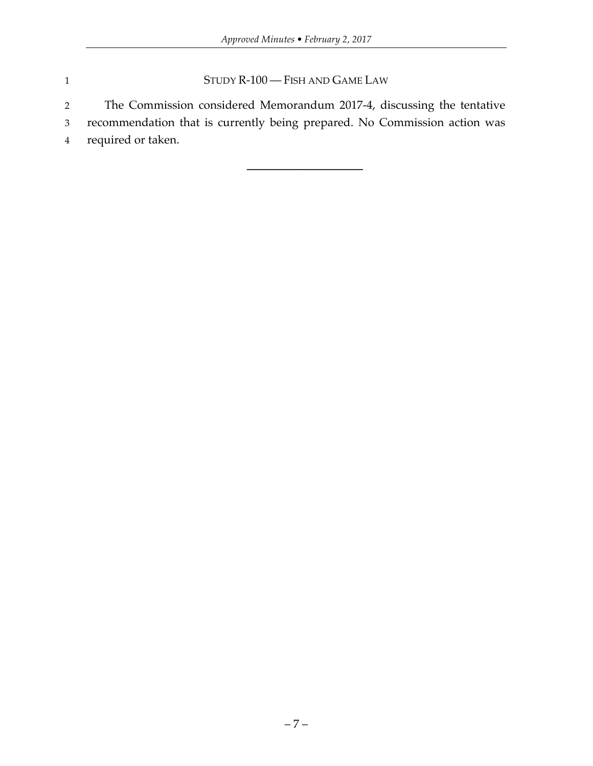## STUDY R-100 — FISH AND GAME LAW

The Commission considered Memorandum 2017-4, discussing the tentative recommendation that is currently being prepared. No Commission action was required or taken.

---